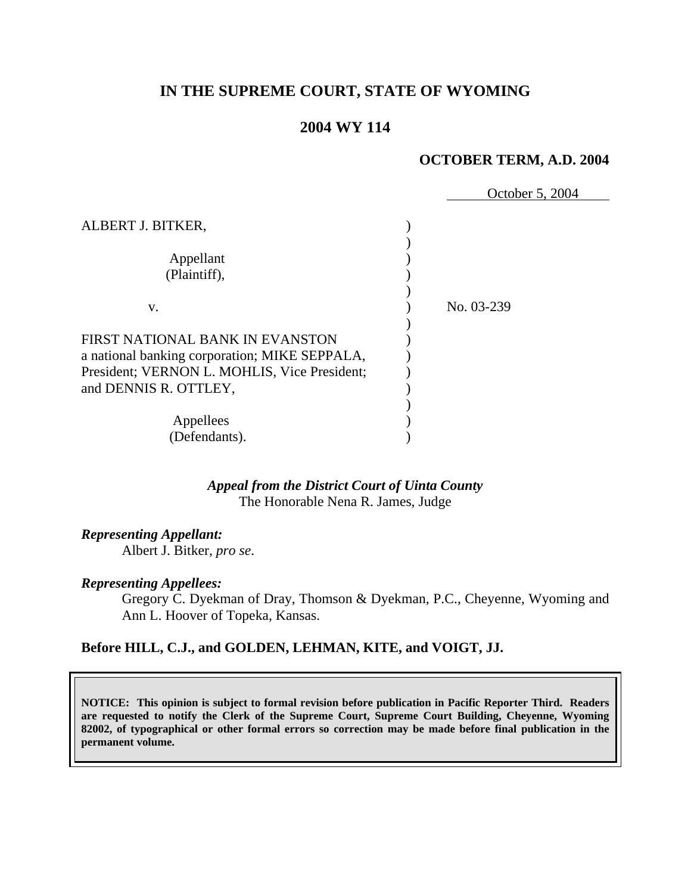# IN THE SUPREME COURT, STATE OF WYOMING

## 2004 WY 114

**OCTOBER TERM, A.D. 2004**

October 5, 2004

| | | |
|---|---|---|
| ALBERT J. BITKER, | ) | |
| Appellant (Plaintiff), | ) | |
| v. | ) | No. 03-239 |
| FIRST NATIONAL BANK IN EVANSTON a national banking corporation; MIKE SEPPALA, President; VERNON L. MOHLIS, Vice President; and DENNIS R. OTTLEY, | ) | |
| Appellees (Defendants). | ) | |

***Appeal from the District Court of Uinta County***
The Honorable Nena R. James, Judge

***Representing Appellant:***
Albert J. Bitker, *pro se*.

***Representing Appellees:***
Gregory C. Dyekman of Dray, Thomson & Dyekman, P.C., Cheyenne, Wyoming and Ann L. Hoover of Topeka, Kansas.

**Before HILL, C.J., and GOLDEN, LEHMAN, KITE, and VOIGT, JJ.**

**NOTICE: This opinion is subject to formal revision before publication in Pacific Reporter Third. Readers are requested to notify the Clerk of the Supreme Court, Supreme Court Building, Cheyenne, Wyoming 82002, of typographical or other formal errors so correction may be made before final publication in the permanent volume.**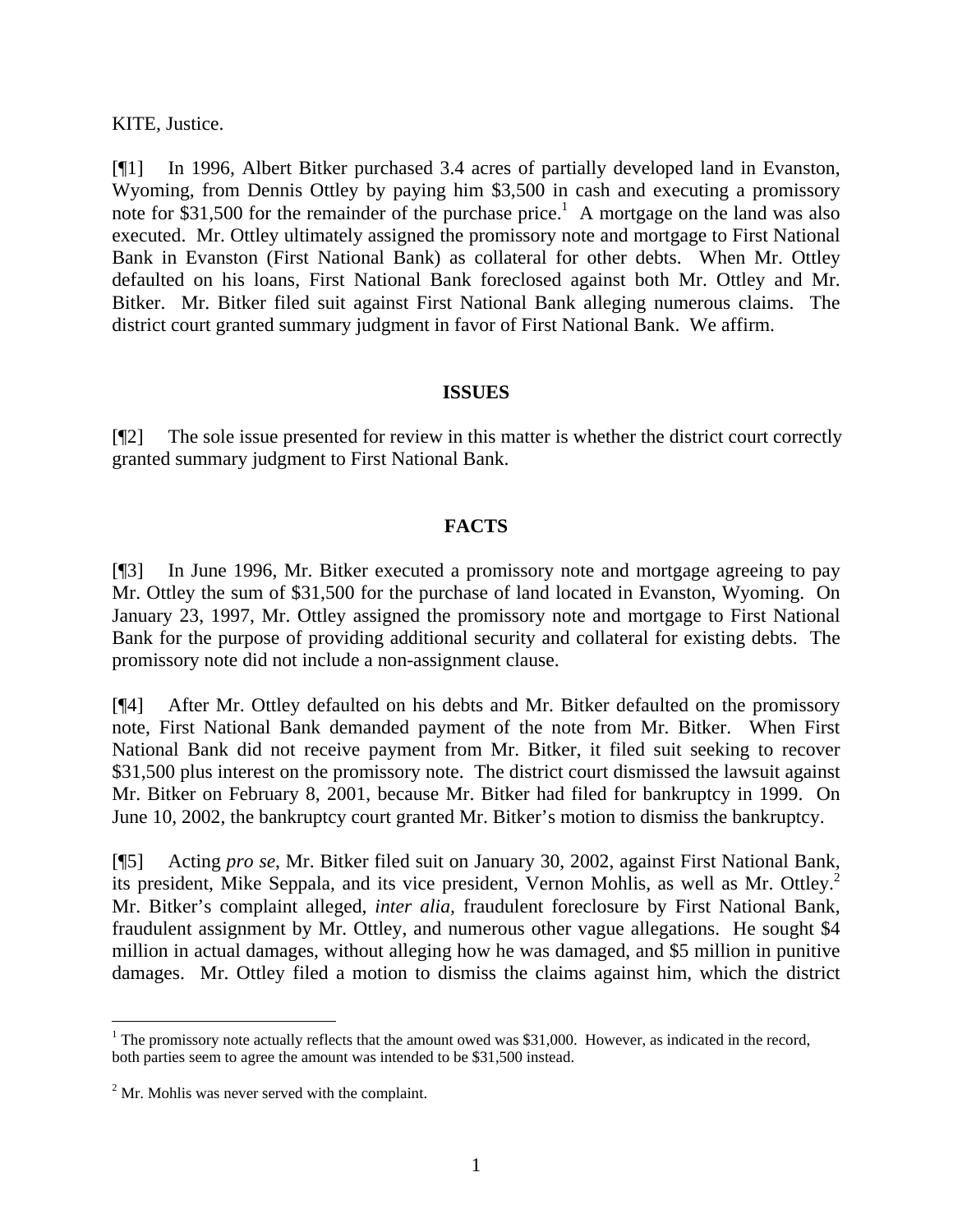KITE, Justice.

[¶1] In 1996, Albert Bitker purchased 3.4 acres of partially developed land in Evanston, Wyoming, from Dennis Ottley by paying him $3,500 in cash and executing a promissory note for $31,500 for the remainder of the purchase price.[1] A mortgage on the land was also executed. Mr. Ottley ultimately assigned the promissory note and mortgage to First National Bank in Evanston (First National Bank) as collateral for other debts. When Mr. Ottley defaulted on his loans, First National Bank foreclosed against both Mr. Ottley and Mr. Bitker. Mr. Bitker filed suit against First National Bank alleging numerous claims. The district court granted summary judgment in favor of First National Bank. We affirm.

## ISSUES

[¶2] The sole issue presented for review in this matter is whether the district court correctly granted summary judgment to First National Bank.

## FACTS

[¶3] In June 1996, Mr. Bitker executed a promissory note and mortgage agreeing to pay Mr. Ottley the sum of $31,500 for the purchase of land located in Evanston, Wyoming. On January 23, 1997, Mr. Ottley assigned the promissory note and mortgage to First National Bank for the purpose of providing additional security and collateral for existing debts. The promissory note did not include a non-assignment clause.

[¶4] After Mr. Ottley defaulted on his debts and Mr. Bitker defaulted on the promissory note, First National Bank demanded payment of the note from Mr. Bitker. When First National Bank did not receive payment from Mr. Bitker, it filed suit seeking to recover $31,500 plus interest on the promissory note. The district court dismissed the lawsuit against Mr. Bitker on February 8, 2001, because Mr. Bitker had filed for bankruptcy in 1999. On June 10, 2002, the bankruptcy court granted Mr. Bitker's motion to dismiss the bankruptcy.

[¶5] Acting *pro se*, Mr. Bitker filed suit on January 30, 2002, against First National Bank, its president, Mike Seppala, and its vice president, Vernon Mohlis, as well as Mr. Ottley.[2] Mr. Bitker's complaint alleged, *inter alia,* fraudulent foreclosure by First National Bank, fraudulent assignment by Mr. Ottley, and numerous other vague allegations. He sought $4 million in actual damages, without alleging how he was damaged, and $5 million in punitive damages. Mr. Ottley filed a motion to dismiss the claims against him, which the district

---

[1] The promissory note actually reflects that the amount owed was $31,000. However, as indicated in the record, both parties seem to agree the amount was intended to be $31,500 instead.

[2] Mr. Mohlis was never served with the complaint.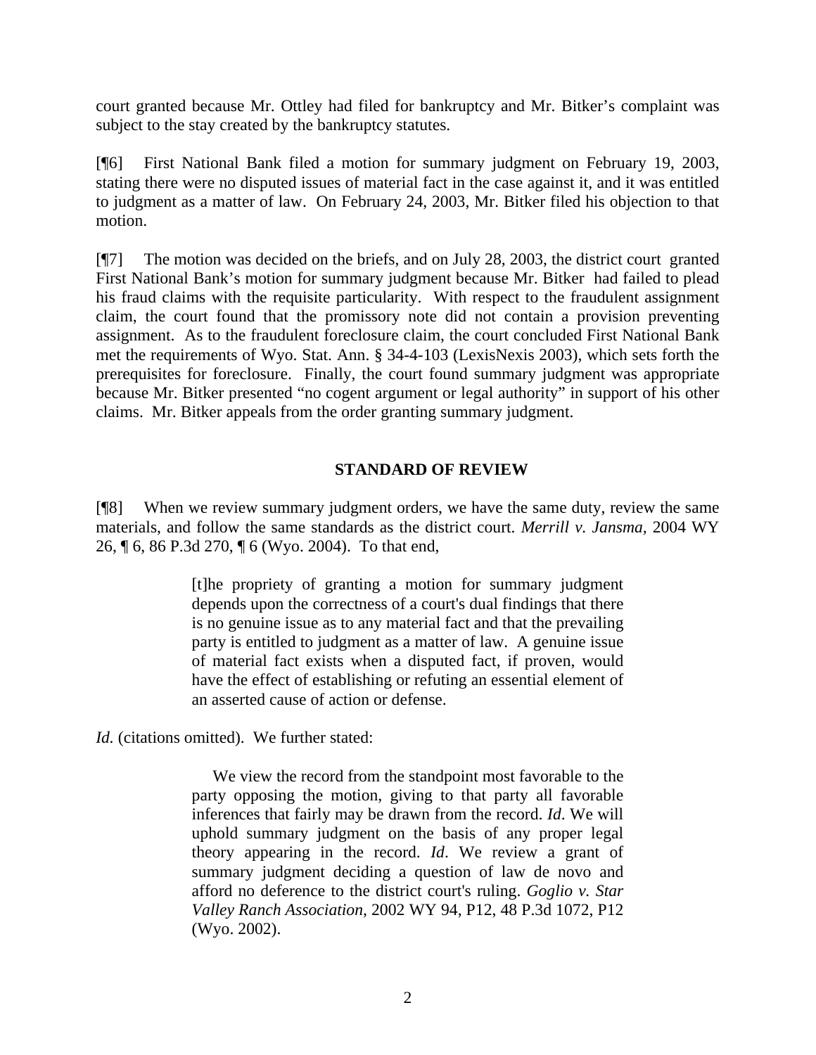court granted because Mr. Ottley had filed for bankruptcy and Mr. Bitker's complaint was subject to the stay created by the bankruptcy statutes.

[¶6] First National Bank filed a motion for summary judgment on February 19, 2003, stating there were no disputed issues of material fact in the case against it, and it was entitled to judgment as a matter of law. On February 24, 2003, Mr. Bitker filed his objection to that motion.

[¶7] The motion was decided on the briefs, and on July 28, 2003, the district court granted First National Bank's motion for summary judgment because Mr. Bitker had failed to plead his fraud claims with the requisite particularity. With respect to the fraudulent assignment claim, the court found that the promissory note did not contain a provision preventing assignment. As to the fraudulent foreclosure claim, the court concluded First National Bank met the requirements of Wyo. Stat. Ann. § 34-4-103 (LexisNexis 2003), which sets forth the prerequisites for foreclosure. Finally, the court found summary judgment was appropriate because Mr. Bitker presented "no cogent argument or legal authority" in support of his other claims. Mr. Bitker appeals from the order granting summary judgment.

## STANDARD OF REVIEW

[¶8] When we review summary judgment orders, we have the same duty, review the same materials, and follow the same standards as the district court. *Merrill v. Jansma*, 2004 WY 26, ¶ 6, 86 P.3d 270, ¶ 6 (Wyo. 2004). To that end,

> [t]he propriety of granting a motion for summary judgment depends upon the correctness of a court's dual findings that there is no genuine issue as to any material fact and that the prevailing party is entitled to judgment as a matter of law. A genuine issue of material fact exists when a disputed fact, if proven, would have the effect of establishing or refuting an essential element of an asserted cause of action or defense.

*Id.* (citations omitted). We further stated:

> We view the record from the standpoint most favorable to the party opposing the motion, giving to that party all favorable inferences that fairly may be drawn from the record. *Id*. We will uphold summary judgment on the basis of any proper legal theory appearing in the record. *Id*. We review a grant of summary judgment deciding a question of law de novo and afford no deference to the district court's ruling. *Goglio v. Star Valley Ranch Association*, 2002 WY 94, P12, 48 P.3d 1072, P12 (Wyo. 2002).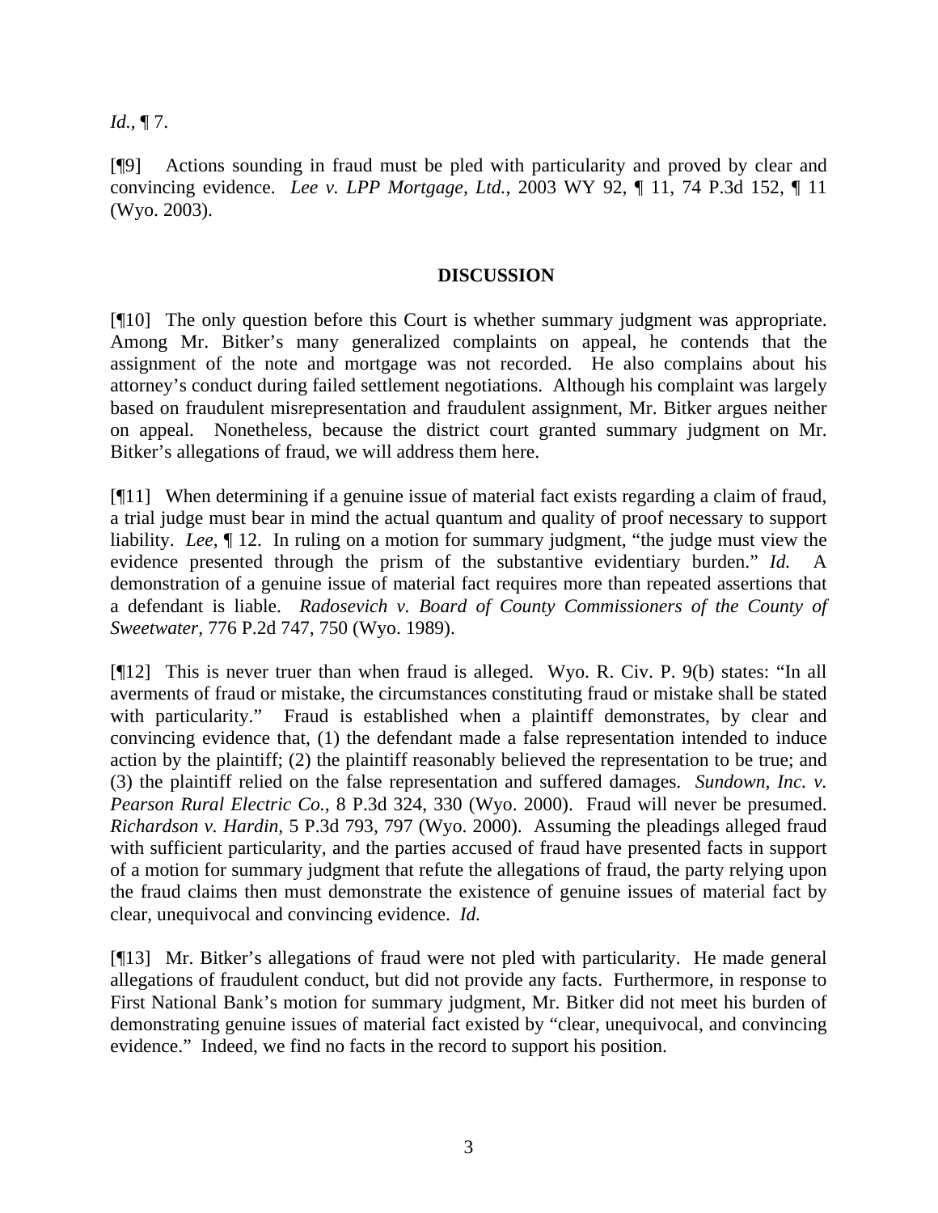*Id.*, ¶ 7.

[¶9] Actions sounding in fraud must be pled with particularity and proved by clear and convincing evidence. *Lee v. LPP Mortgage, Ltd.*, 2003 WY 92, ¶ 11, 74 P.3d 152, ¶ 11 (Wyo. 2003).

## DISCUSSION

[¶10] The only question before this Court is whether summary judgment was appropriate. Among Mr. Bitker's many generalized complaints on appeal, he contends that the assignment of the note and mortgage was not recorded. He also complains about his attorney's conduct during failed settlement negotiations. Although his complaint was largely based on fraudulent misrepresentation and fraudulent assignment, Mr. Bitker argues neither on appeal. Nonetheless, because the district court granted summary judgment on Mr. Bitker's allegations of fraud, we will address them here.

[¶11] When determining if a genuine issue of material fact exists regarding a claim of fraud, a trial judge must bear in mind the actual quantum and quality of proof necessary to support liability. *Lee*, ¶ 12. In ruling on a motion for summary judgment, "the judge must view the evidence presented through the prism of the substantive evidentiary burden." *Id.* A demonstration of a genuine issue of material fact requires more than repeated assertions that a defendant is liable. *Radosevich v. Board of County Commissioners of the County of Sweetwater*, 776 P.2d 747, 750 (Wyo. 1989).

[¶12] This is never truer than when fraud is alleged. Wyo. R. Civ. P. 9(b) states: "In all averments of fraud or mistake, the circumstances constituting fraud or mistake shall be stated with particularity." Fraud is established when a plaintiff demonstrates, by clear and convincing evidence that, (1) the defendant made a false representation intended to induce action by the plaintiff; (2) the plaintiff reasonably believed the representation to be true; and (3) the plaintiff relied on the false representation and suffered damages. *Sundown, Inc. v. Pearson Rural Electric Co.*, 8 P.3d 324, 330 (Wyo. 2000). Fraud will never be presumed. *Richardson v. Hardin*, 5 P.3d 793, 797 (Wyo. 2000). Assuming the pleadings alleged fraud with sufficient particularity, and the parties accused of fraud have presented facts in support of a motion for summary judgment that refute the allegations of fraud, the party relying upon the fraud claims then must demonstrate the existence of genuine issues of material fact by clear, unequivocal and convincing evidence. *Id.*

[¶13] Mr. Bitker's allegations of fraud were not pled with particularity. He made general allegations of fraudulent conduct, but did not provide any facts. Furthermore, in response to First National Bank's motion for summary judgment, Mr. Bitker did not meet his burden of demonstrating genuine issues of material fact existed by "clear, unequivocal, and convincing evidence." Indeed, we find no facts in the record to support his position.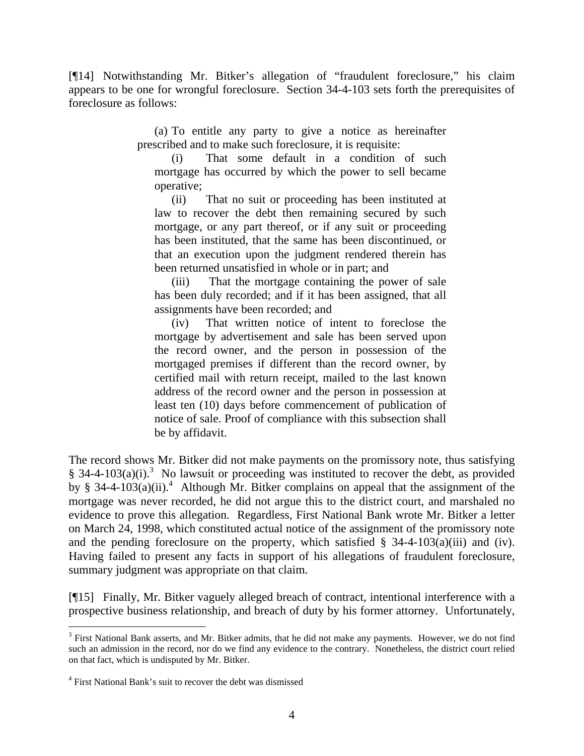[¶14] Notwithstanding Mr. Bitker's allegation of "fraudulent foreclosure," his claim appears to be one for wrongful foreclosure. Section 34-4-103 sets forth the prerequisites of foreclosure as follows:

> (a) To entitle any party to give a notice as hereinafter prescribed and to make such foreclosure, it is requisite:
>
> (i) That some default in a condition of such mortgage has occurred by which the power to sell became operative;
>
> (ii) That no suit or proceeding has been instituted at law to recover the debt then remaining secured by such mortgage, or any part thereof, or if any suit or proceeding has been instituted, that the same has been discontinued, or that an execution upon the judgment rendered therein has been returned unsatisfied in whole or in part; and
>
> (iii) That the mortgage containing the power of sale has been duly recorded; and if it has been assigned, that all assignments have been recorded; and
>
> (iv) That written notice of intent to foreclose the mortgage by advertisement and sale has been served upon the record owner, and the person in possession of the mortgaged premises if different than the record owner, by certified mail with return receipt, mailed to the last known address of the record owner and the person in possession at least ten (10) days before commencement of publication of notice of sale. Proof of compliance with this subsection shall be by affidavit.

The record shows Mr. Bitker did not make payments on the promissory note, thus satisfying § 34-4-103(a)(i).[3] No lawsuit or proceeding was instituted to recover the debt, as provided by § 34-4-103(a)(ii).[4] Although Mr. Bitker complains on appeal that the assignment of the mortgage was never recorded, he did not argue this to the district court, and marshaled no evidence to prove this allegation. Regardless, First National Bank wrote Mr. Bitker a letter on March 24, 1998, which constituted actual notice of the assignment of the promissory note and the pending foreclosure on the property, which satisfied § 34-4-103(a)(iii) and (iv). Having failed to present any facts in support of his allegations of fraudulent foreclosure, summary judgment was appropriate on that claim.

[¶15] Finally, Mr. Bitker vaguely alleged breach of contract, intentional interference with a prospective business relationship, and breach of duty by his former attorney. Unfortunately,

---

[3] First National Bank asserts, and Mr. Bitker admits, that he did not make any payments. However, we do not find such an admission in the record, nor do we find any evidence to the contrary. Nonetheless, the district court relied on that fact, which is undisputed by Mr. Bitker.

[4] First National Bank's suit to recover the debt was dismissed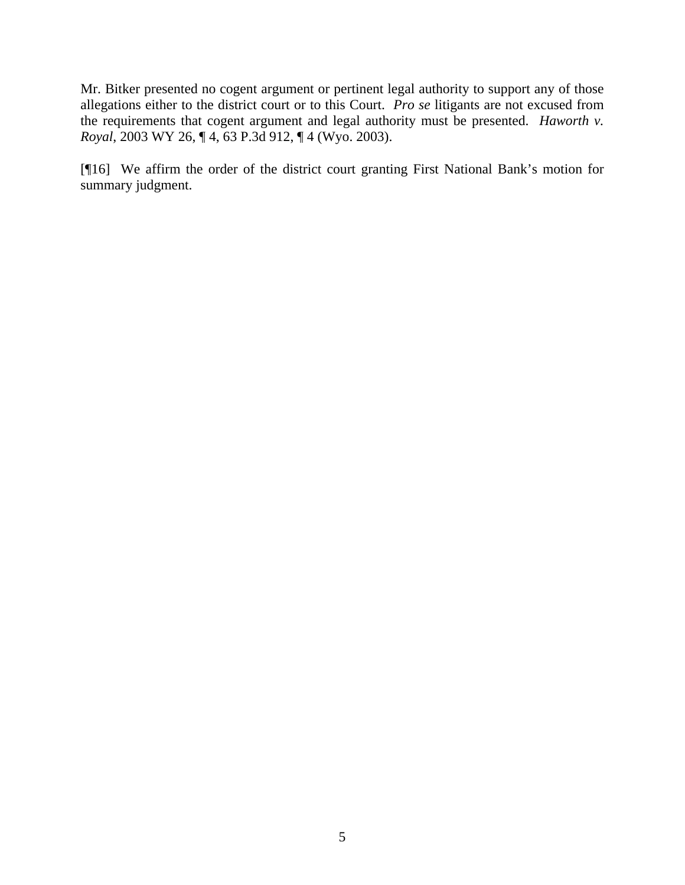Mr. Bitker presented no cogent argument or pertinent legal authority to support any of those allegations either to the district court or to this Court. *Pro se* litigants are not excused from the requirements that cogent argument and legal authority must be presented. *Haworth v. Royal*, 2003 WY 26, ¶ 4, 63 P.3d 912, ¶ 4 (Wyo. 2003).

[¶16] We affirm the order of the district court granting First National Bank's motion for summary judgment.